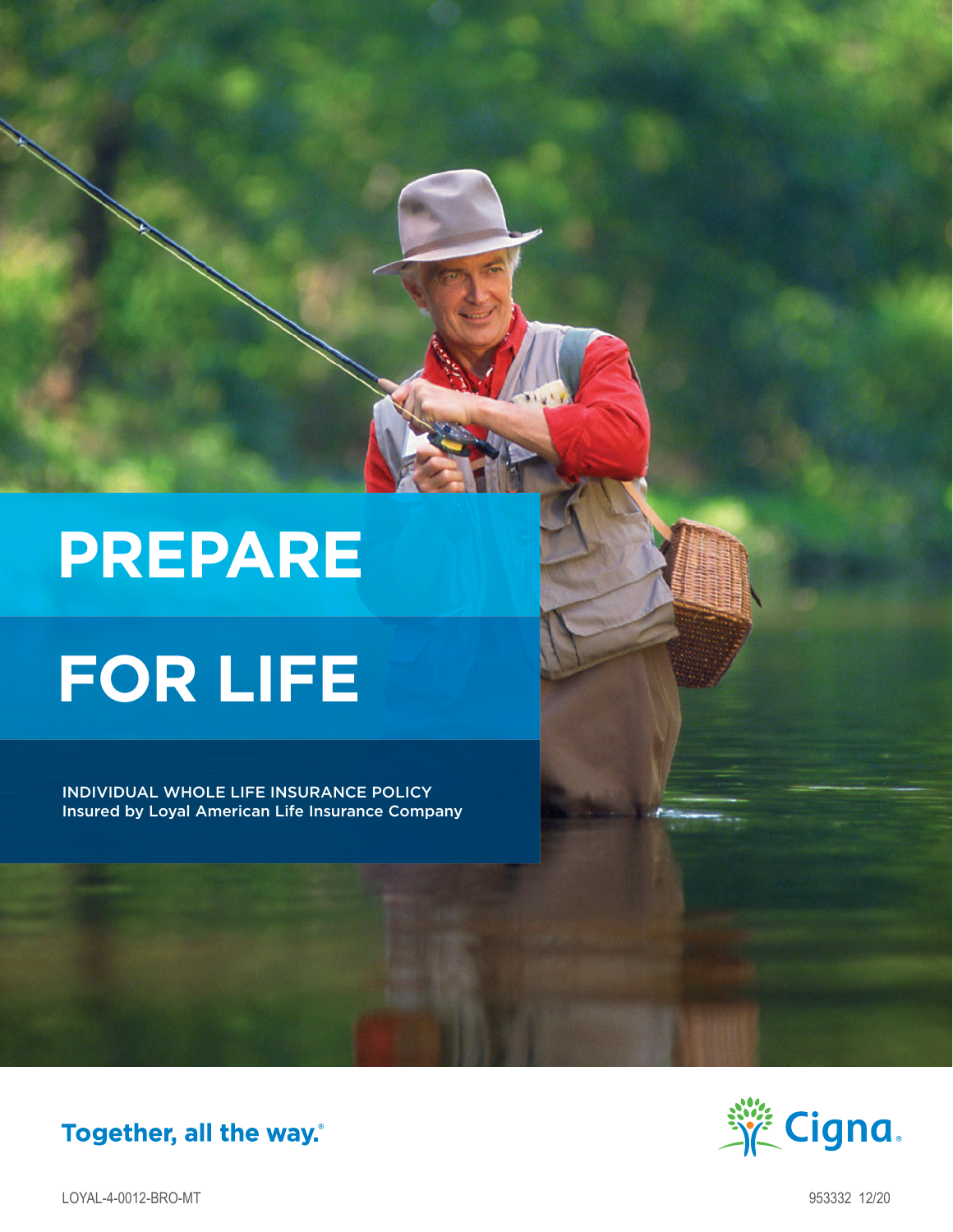# PREPARE FOR LIFE

INDIVIDUAL WHOLE LIFE INSURANCE POLICY
Insured by Loyal American Life Insurance Company

Together, all the way.®

Cigna

LOYAL-4-0012-BRO-MT

953332 12/20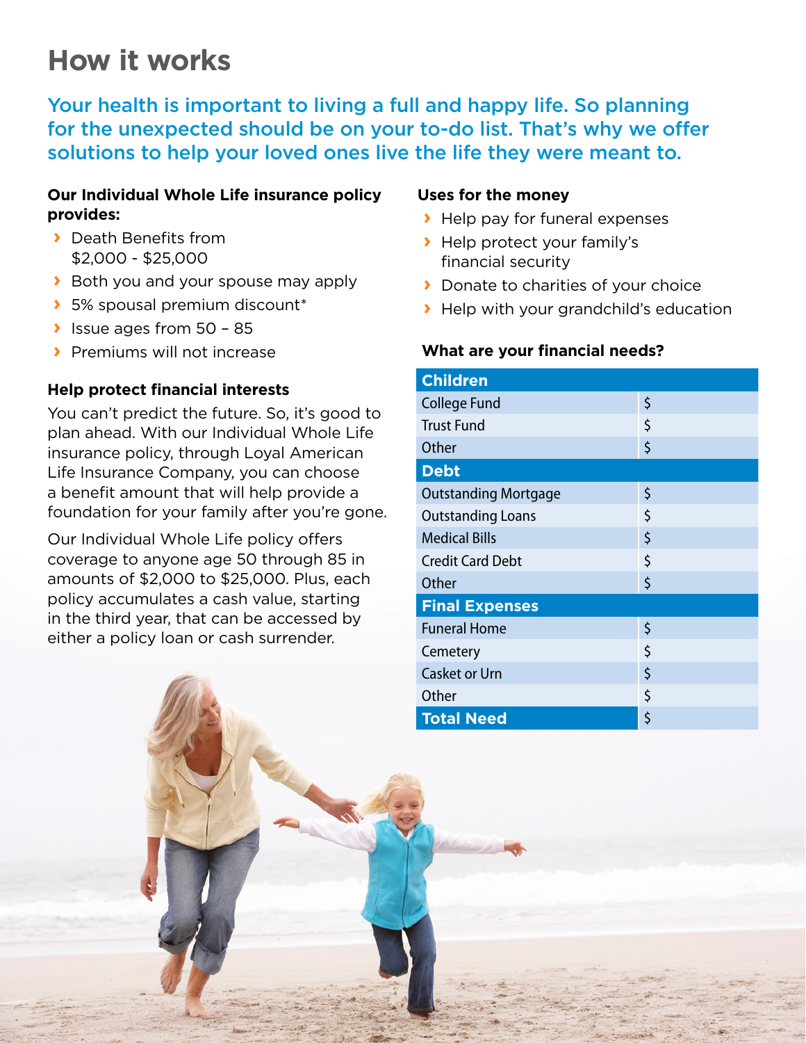# How it works

**Your health is important to living a full and happy life. So planning for the unexpected should be on your to-do list. That's why we offer solutions to help your loved ones live the life they were meant to.**

### Our Individual Whole Life insurance policy provides:

- Death Benefits from $2,000 - $25,000
- Both you and your spouse may apply
- 5% spousal premium discount*
- Issue ages from 50 – 85
- Premiums will not increase

### Help protect financial interests

You can't predict the future. So, it's good to plan ahead. With our Individual Whole Life insurance policy, through Loyal American Life Insurance Company, you can choose a benefit amount that will help provide a foundation for your family after you're gone.

Our Individual Whole Life policy offers coverage to anyone age 50 through 85 in amounts of $2,000 to $25,000. Plus, each policy accumulates a cash value, starting in the third year, that can be accessed by either a policy loan or cash surrender.

### Uses for the money

- Help pay for funeral expenses
- Help protect your family's financial security
- Donate to charities of your choice
- Help with your grandchild's education

### What are your financial needs?

| Children | |
|---|---|
| College Fund | $ |
| Trust Fund | $ |
| Other | $ |
| **Debt** | |
| Outstanding Mortgage | $ |
| Outstanding Loans | $ |
| Medical Bills | $ |
| Credit Card Debt | $ |
| Other | $ |
| **Final Expenses** | |
| Funeral Home | $ |
| Cemetery | $ |
| Casket or Urn | $ |
| Other | $ |
| **Total Need** | $ |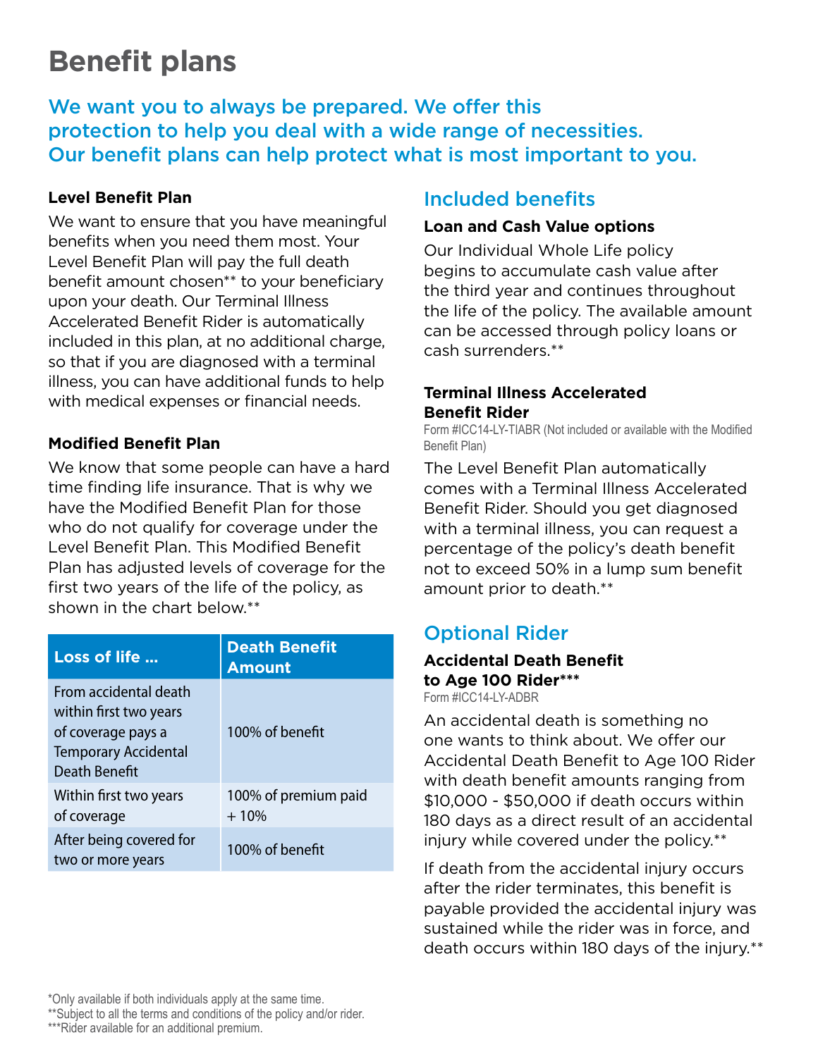# Benefit plans

## We want you to always be prepared. We offer this protection to help you deal with a wide range of necessities. Our benefit plans can help protect what is most important to you.

### Level Benefit Plan

We want to ensure that you have meaningful benefits when you need them most. Your Level Benefit Plan will pay the full death benefit amount chosen** to your beneficiary upon your death. Our Terminal Illness Accelerated Benefit Rider is automatically included in this plan, at no additional charge, so that if you are diagnosed with a terminal illness, you can have additional funds to help with medical expenses or financial needs.

### Modified Benefit Plan

We know that some people can have a hard time finding life insurance. That is why we have the Modified Benefit Plan for those who do not qualify for coverage under the Level Benefit Plan. This Modified Benefit Plan has adjusted levels of coverage for the first two years of the life of the policy, as shown in the chart below.**

| Loss of life ... | Death Benefit Amount |
|---|---|
| From accidental death within first two years of coverage pays a Temporary Accidental Death Benefit | 100% of benefit |
| Within first two years of coverage | 100% of premium paid + 10% |
| After being covered for two or more years | 100% of benefit |

## Included benefits

### Loan and Cash Value options

Our Individual Whole Life policy begins to accumulate cash value after the third year and continues throughout the life of the policy. The available amount can be accessed through policy loans or cash surrenders.**

### Terminal Illness Accelerated Benefit Rider

Form #ICC14-LY-TIABR (Not included or available with the Modified Benefit Plan)

The Level Benefit Plan automatically comes with a Terminal Illness Accelerated Benefit Rider. Should you get diagnosed with a terminal illness, you can request a percentage of the policy's death benefit not to exceed 50% in a lump sum benefit amount prior to death.**

## Optional Rider

### Accidental Death Benefit to Age 100 Rider***

Form #ICC14-LY-ADBR

An accidental death is something no one wants to think about. We offer our Accidental Death Benefit to Age 100 Rider with death benefit amounts ranging from $10,000 - $50,000 if death occurs within 180 days as a direct result of an accidental injury while covered under the policy.**

If death from the accidental injury occurs after the rider terminates, this benefit is payable provided the accidental injury was sustained while the rider was in force, and death occurs within 180 days of the injury.**

*Only available if both individuals apply at the same time.
**Subject to all the terms and conditions of the policy and/or rider.
***Rider available for an additional premium.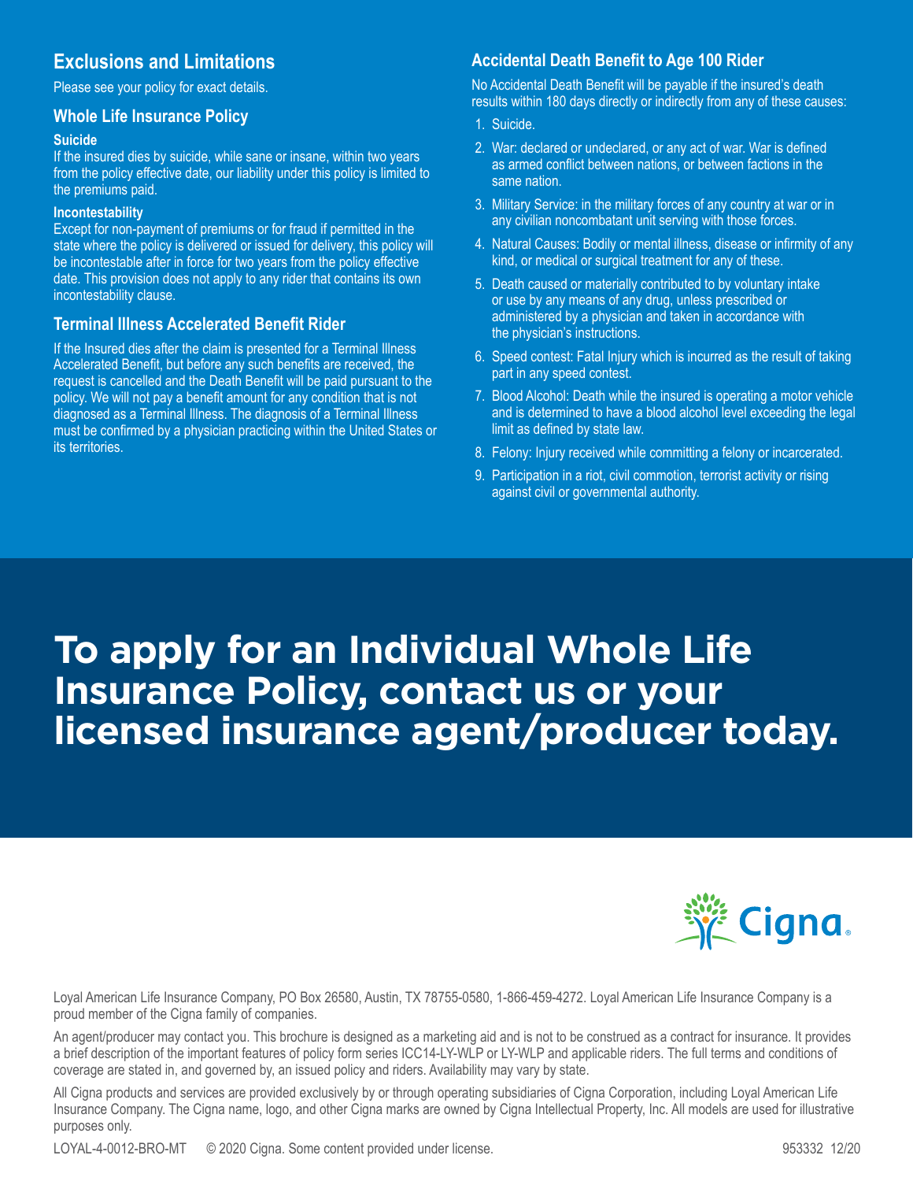## Exclusions and Limitations

Please see your policy for exact details.

### Whole Life Insurance Policy

**Suicide**

If the insured dies by suicide, while sane or insane, within two years from the policy effective date, our liability under this policy is limited to the premiums paid.

**Incontestability**

Except for non-payment of premiums or for fraud if permitted in the state where the policy is delivered or issued for delivery, this policy will be incontestable after in force for two years from the policy effective date. This provision does not apply to any rider that contains its own incontestability clause.

### Terminal Illness Accelerated Benefit Rider

If the Insured dies after the claim is presented for a Terminal Illness Accelerated Benefit, but before any such benefits are received, the request is cancelled and the Death Benefit will be paid pursuant to the policy. We will not pay a benefit amount for any condition that is not diagnosed as a Terminal Illness. The diagnosis of a Terminal Illness must be confirmed by a physician practicing within the United States or its territories.

### Accidental Death Benefit to Age 100 Rider

No Accidental Death Benefit will be payable if the insured's death results within 180 days directly or indirectly from any of these causes:

1. Suicide.
2. War: declared or undeclared, or any act of war. War is defined as armed conflict between nations, or between factions in the same nation.
3. Military Service: in the military forces of any country at war or in any civilian noncombatant unit serving with those forces.
4. Natural Causes: Bodily or mental illness, disease or infirmity of any kind, or medical or surgical treatment for any of these.
5. Death caused or materially contributed to by voluntary intake or use by any means of any drug, unless prescribed or administered by a physician and taken in accordance with the physician's instructions.
6. Speed contest: Fatal Injury which is incurred as the result of taking part in any speed contest.
7. Blood Alcohol: Death while the insured is operating a motor vehicle and is determined to have a blood alcohol level exceeding the legal limit as defined by state law.
8. Felony: Injury received while committing a felony or incarcerated.
9. Participation in a riot, civil commotion, terrorist activity or rising against civil or governmental authority.

# To apply for an Individual Whole Life Insurance Policy, contact us or your licensed insurance agent/producer today.

Cigna.

Loyal American Life Insurance Company, PO Box 26580, Austin, TX 78755-0580, 1-866-459-4272. Loyal American Life Insurance Company is a proud member of the Cigna family of companies.

An agent/producer may contact you. This brochure is designed as a marketing aid and is not to be construed as a contract for insurance. It provides a brief description of the important features of policy form series ICC14-LY-WLP or LY-WLP and applicable riders. The full terms and conditions of coverage are stated in, and governed by, an issued policy and riders. Availability may vary by state.

All Cigna products and services are provided exclusively by or through operating subsidiaries of Cigna Corporation, including Loyal American Life Insurance Company. The Cigna name, logo, and other Cigna marks are owned by Cigna Intellectual Property, Inc. All models are used for illustrative purposes only.

LOYAL-4-0012-BRO-MT © 2020 Cigna. Some content provided under license. 953332 12/20